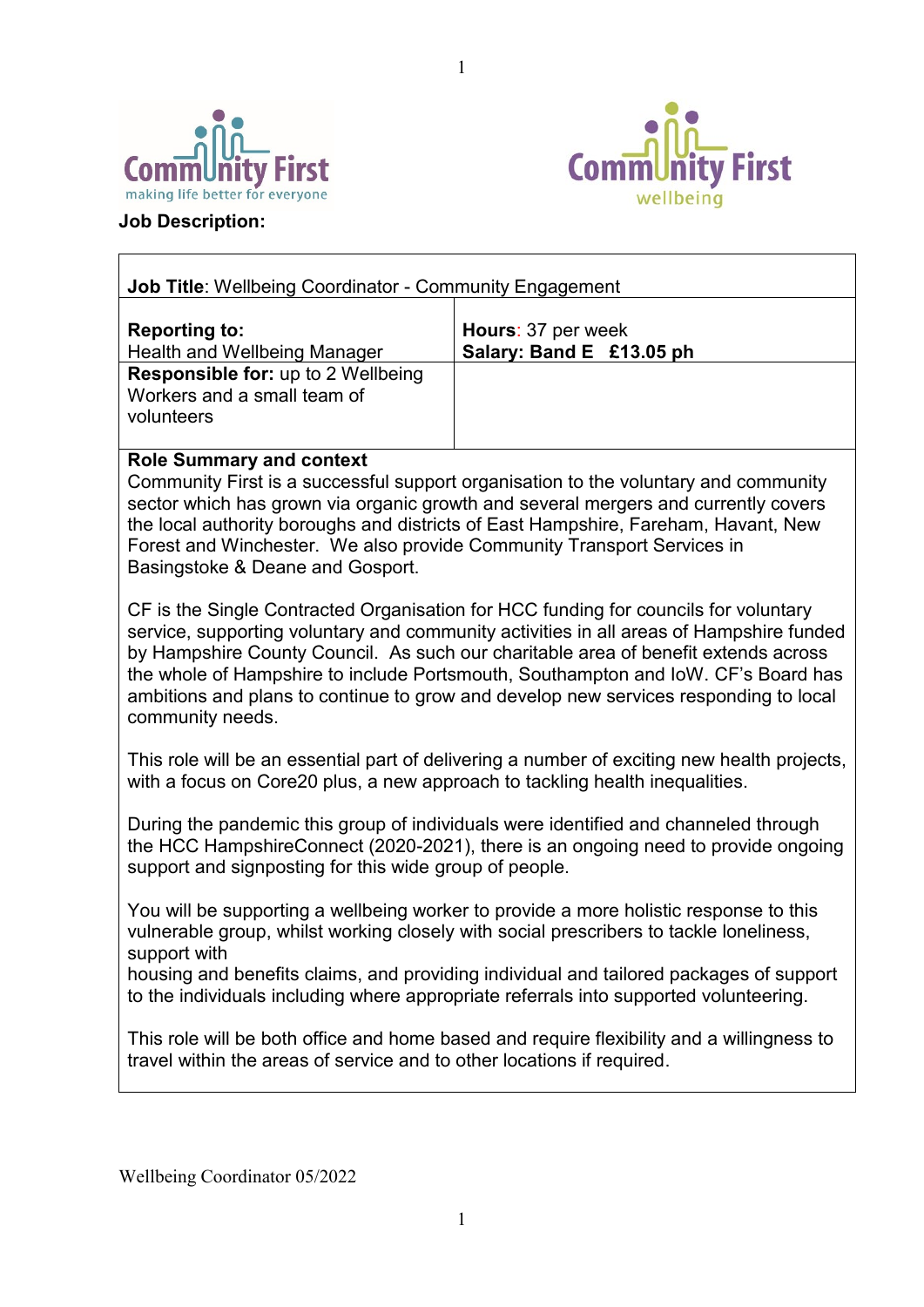**Job Description:**

| **Job Title**: Wellbeing Coordinator - Community Engagement | |
|---|---|
| **Reporting to:** Health and Wellbeing Manager | **Hours**: 37 per week **Salary: Band E £13.05 ph** |
| **Responsible for:** up to 2 Wellbeing Workers and a small team of volunteers | |

**Role Summary and context**

Community First is a successful support organisation to the voluntary and community sector which has grown via organic growth and several mergers and currently covers the local authority boroughs and districts of East Hampshire, Fareham, Havant, New Forest and Winchester. We also provide Community Transport Services in Basingstoke & Deane and Gosport.

CF is the Single Contracted Organisation for HCC funding for councils for voluntary service, supporting voluntary and community activities in all areas of Hampshire funded by Hampshire County Council. As such our charitable area of benefit extends across the whole of Hampshire to include Portsmouth, Southampton and IoW. CF's Board has ambitions and plans to continue to grow and develop new services responding to local community needs.

This role will be an essential part of delivering a number of exciting new health projects, with a focus on Core20 plus, a new approach to tackling health inequalities.

During the pandemic this group of individuals were identified and channeled through the HCC HampshireConnect (2020-2021), there is an ongoing need to provide ongoing support and signposting for this wide group of people.

You will be supporting a wellbeing worker to provide a more holistic response to this vulnerable group, whilst working closely with social prescribers to tackle loneliness, support with housing and benefits claims, and providing individual and tailored packages of support to the individuals including where appropriate referrals into supported volunteering.

This role will be both office and home based and require flexibility and a willingness to travel within the areas of service and to other locations if required.

Wellbeing Coordinator 05/2022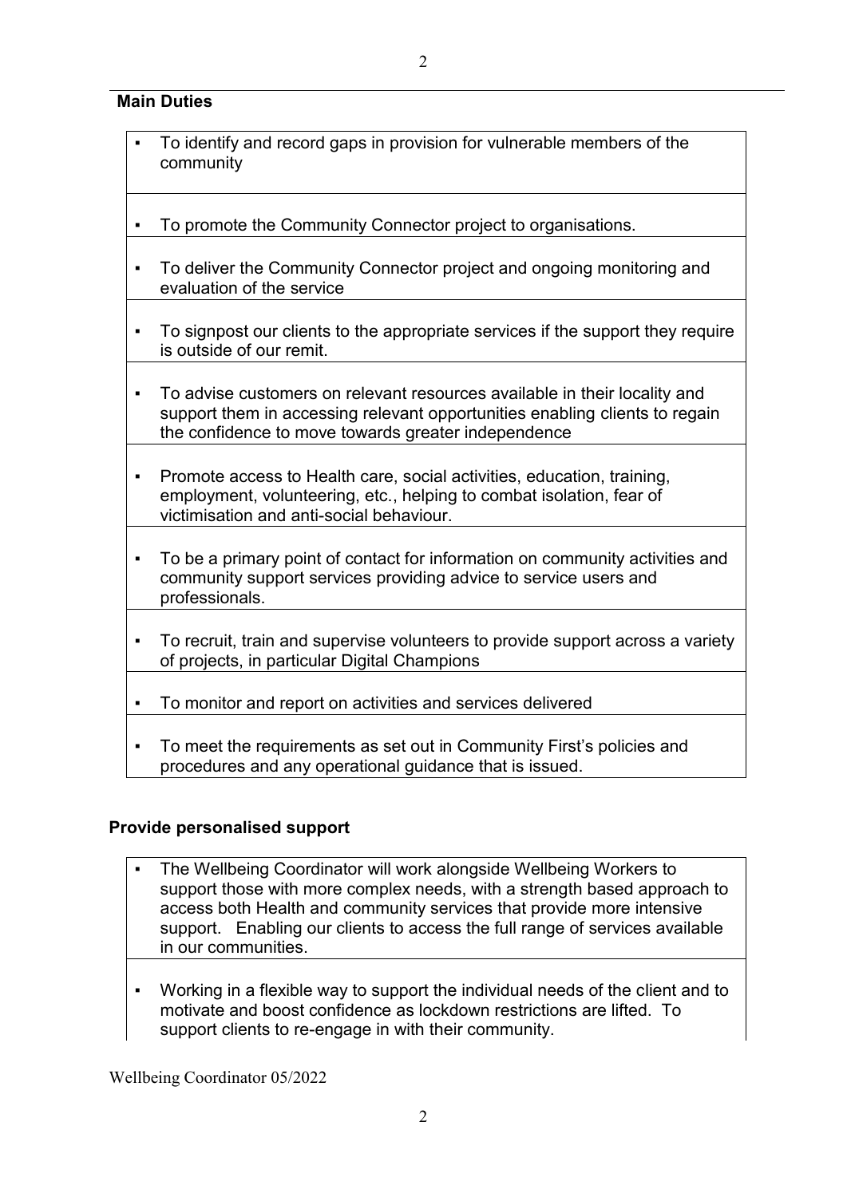**Main Duties**

- To identify and record gaps in provision for vulnerable members of the community
- To promote the Community Connector project to organisations.
- To deliver the Community Connector project and ongoing monitoring and evaluation of the service
- To signpost our clients to the appropriate services if the support they require is outside of our remit.
- To advise customers on relevant resources available in their locality and support them in accessing relevant opportunities enabling clients to regain the confidence to move towards greater independence
- Promote access to Health care, social activities, education, training, employment, volunteering, etc., helping to combat isolation, fear of victimisation and anti-social behaviour.
- To be a primary point of contact for information on community activities and community support services providing advice to service users and professionals.
- To recruit, train and supervise volunteers to provide support across a variety of projects, in particular Digital Champions
- To monitor and report on activities and services delivered
- To meet the requirements as set out in Community First's policies and procedures and any operational guidance that is issued.

**Provide personalised support**

- The Wellbeing Coordinator will work alongside Wellbeing Workers to support those with more complex needs, with a strength based approach to access both Health and community services that provide more intensive support. Enabling our clients to access the full range of services available in our communities.
- Working in a flexible way to support the individual needs of the client and to motivate and boost confidence as lockdown restrictions are lifted. To support clients to re-engage in with their community.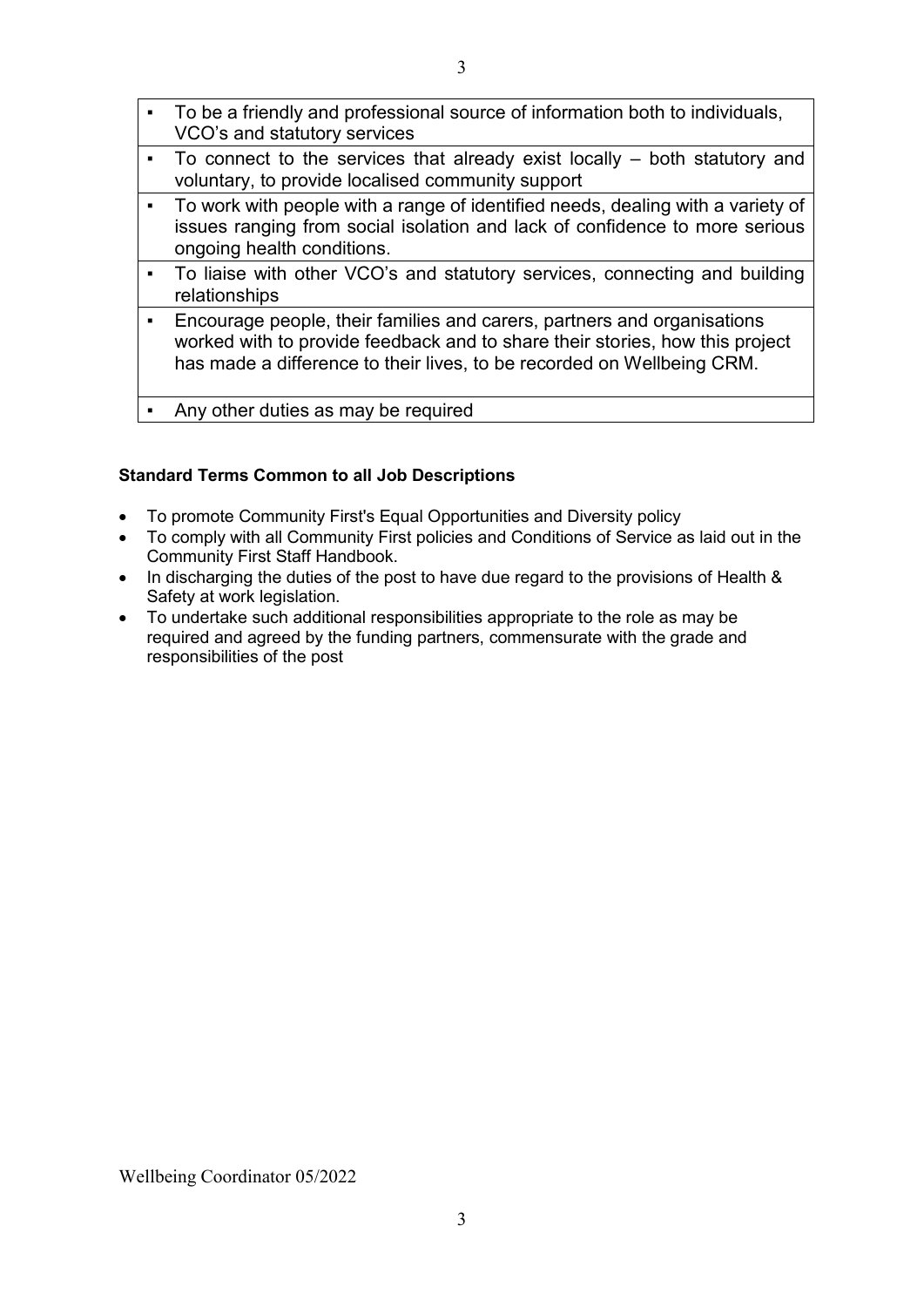- To be a friendly and professional source of information both to individuals, VCO's and statutory services
- To connect to the services that already exist locally – both statutory and voluntary, to provide localised community support
- To work with people with a range of identified needs, dealing with a variety of issues ranging from social isolation and lack of confidence to more serious ongoing health conditions.
- To liaise with other VCO's and statutory services, connecting and building relationships
- Encourage people, their families and carers, partners and organisations worked with to provide feedback and to share their stories, how this project has made a difference to their lives, to be recorded on Wellbeing CRM.
- Any other duties as may be required

**Standard Terms Common to all Job Descriptions**

- To promote Community First's Equal Opportunities and Diversity policy
- To comply with all Community First policies and Conditions of Service as laid out in the Community First Staff Handbook.
- In discharging the duties of the post to have due regard to the provisions of Health & Safety at work legislation.
- To undertake such additional responsibilities appropriate to the role as may be required and agreed by the funding partners, commensurate with the grade and responsibilities of the post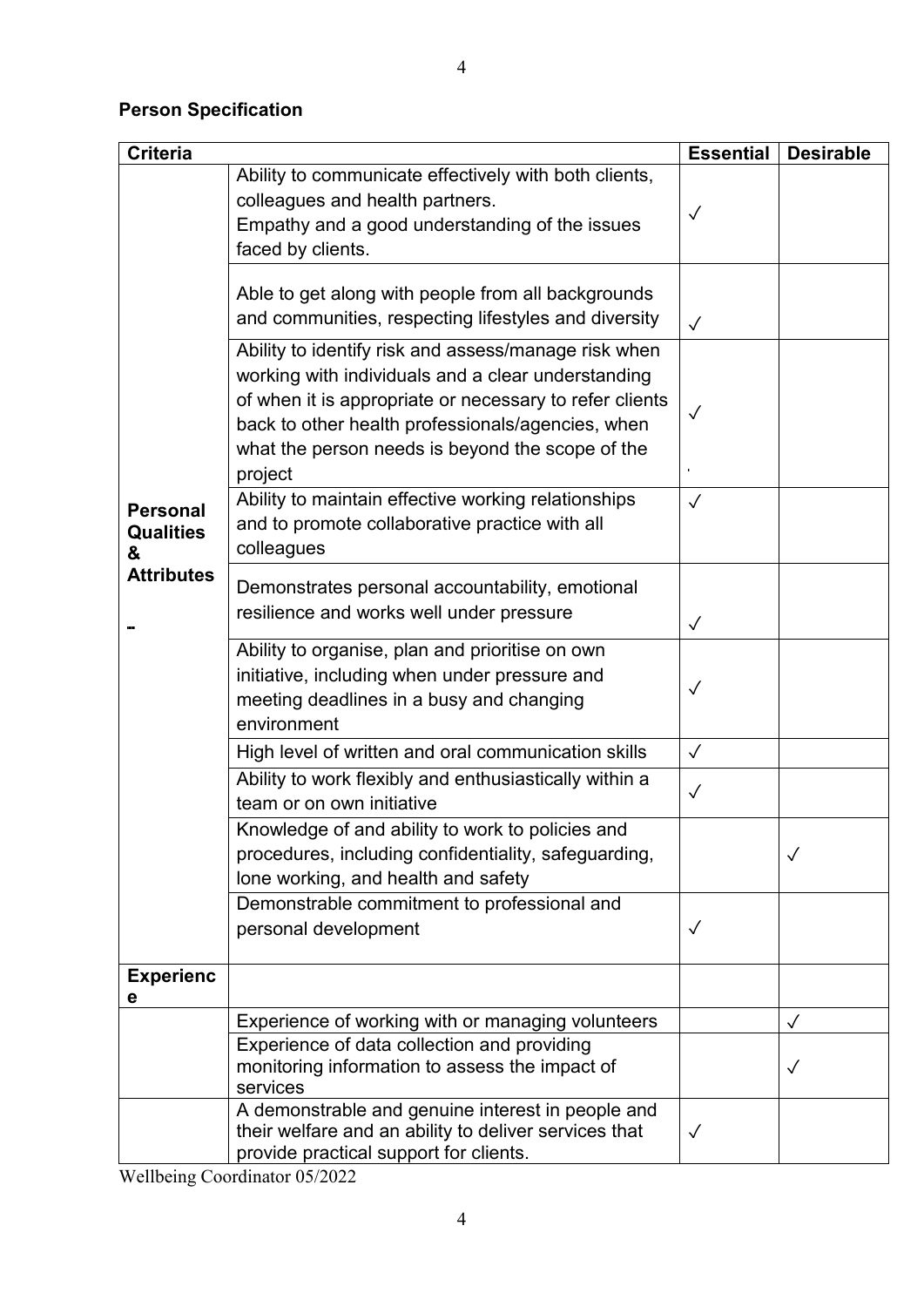**Person Specification**

| Criteria | | Essential | Desirable |
|---|---|---|---|
| **Personal Qualities & Attributes** | Ability to communicate effectively with both clients, colleagues and health partners. Empathy and a good understanding of the issues faced by clients. | ✓ | |
| | Able to get along with people from all backgrounds and communities, respecting lifestyles and diversity | ✓ | |
| | Ability to identify risk and assess/manage risk when working with individuals and a clear understanding of when it is appropriate or necessary to refer clients back to other health professionals/agencies, when what the person needs is beyond the scope of the project | ✓ | |
| | Ability to maintain effective working relationships and to promote collaborative practice with all colleagues | ✓ | |
| | Demonstrates personal accountability, emotional resilience and works well under pressure | ✓ | |
| | Ability to organise, plan and prioritise on own initiative, including when under pressure and meeting deadlines in a busy and changing environment | ✓ | |
| | High level of written and oral communication skills | ✓ | |
| | Ability to work flexibly and enthusiastically within a team or on own initiative | ✓ | |
| | Knowledge of and ability to work to policies and procedures, including confidentiality, safeguarding, lone working, and health and safety | | ✓ |
| | Demonstrable commitment to professional and personal development | ✓ | |
| **Experience** | | | |
| | Experience of working with or managing volunteers | | ✓ |
| | Experience of data collection and providing monitoring information to assess the impact of services | | ✓ |
| | A demonstrable and genuine interest in people and their welfare and an ability to deliver services that provide practical support for clients. | ✓ | |

Wellbeing Coordinator 05/2022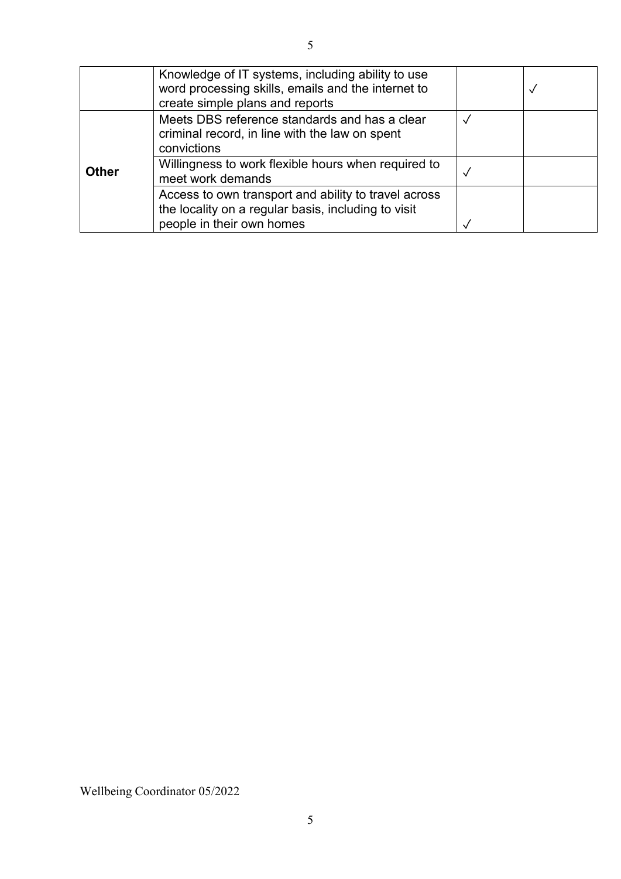| | | | |
|---|---|---|---|
| | Knowledge of IT systems, including ability to use word processing skills, emails and the internet to create simple plans and reports | | ✓ |
| **Other** | Meets DBS reference standards and has a clear criminal record, in line with the law on spent convictions | ✓ | |
| | Willingness to work flexible hours when required to meet work demands | ✓ | |
| | Access to own transport and ability to travel across the locality on a regular basis, including to visit people in their own homes | ✓ | |

Wellbeing Coordinator 05/2022